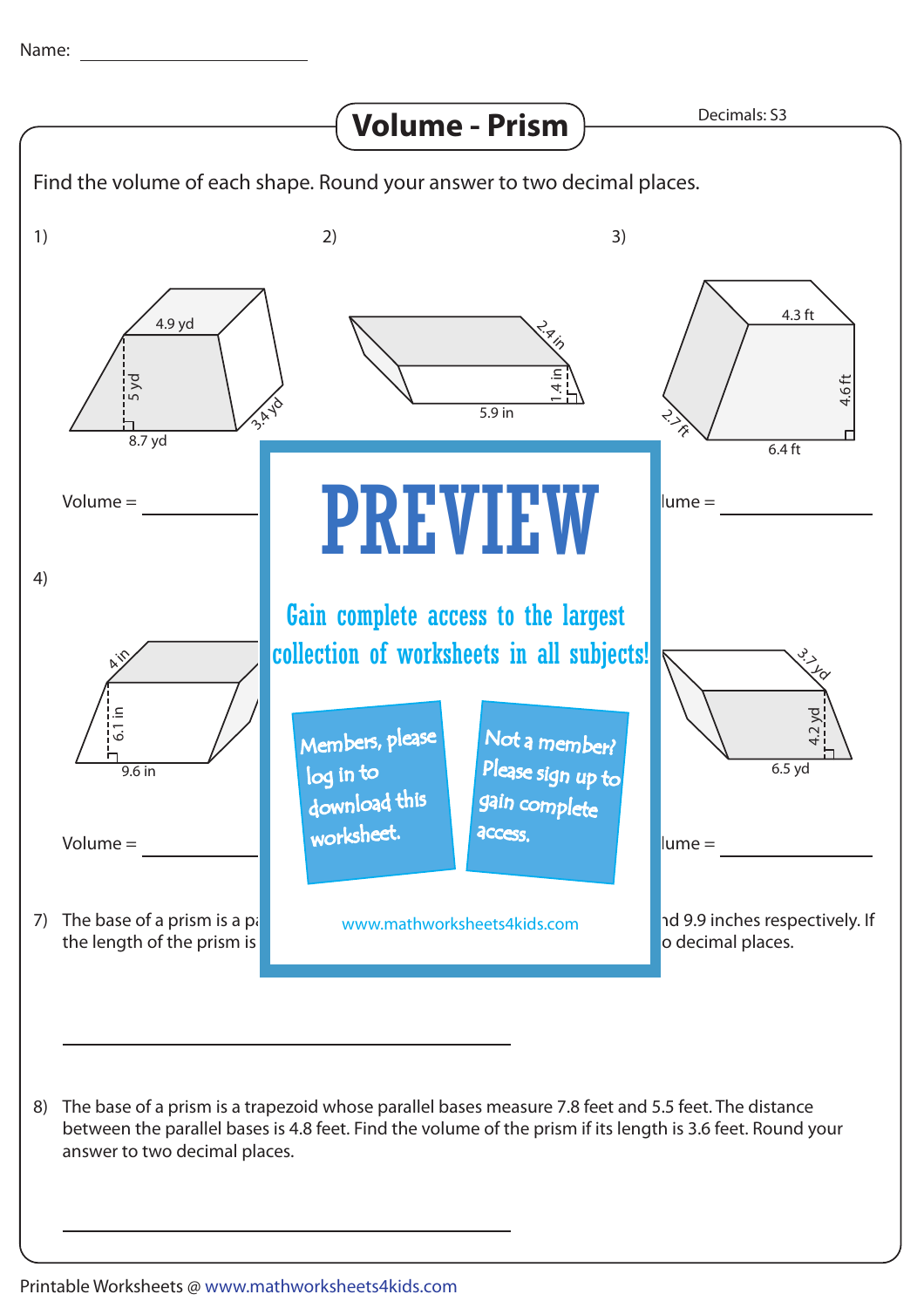Name: ____________________

# Volume - Prism

Decimals: S3

Find the volume of each shape. Round your answer to two decimal places.

1) 4.9 yd, 5 yd, 8.7 yd, 3.4 yd

Volume = ____________

2) 2.4 in, 1.4 in, 5.9 in

3) 4.3 ft, 4.6 ft, 2.7 ft, 6.4 ft

lume = ____________

4) 4 in, 6.1 in, 9.6 in

Volume = ____________

3.7 yd, 4.2 yd, 6.5 yd

lume = ____________

# PREVIEW

Gain complete access to the largest collection of worksheets in all subjects!

Members, please log in to download this worksheet.

Not a member? Please sign up to gain complete access.

www.mathworksheets4kids.com

7) The base of a prism is a pa... nd 9.9 inches respectively. If the length of the prism is ... o decimal places.

______________________________

8) The base of a prism is a trapezoid whose parallel bases measure 7.8 feet and 5.5 feet. The distance between the parallel bases is 4.8 feet. Find the volume of the prism if its length is 3.6 feet. Round your answer to two decimal places.

______________________________

Printable Worksheets @ www.mathworksheets4kids.com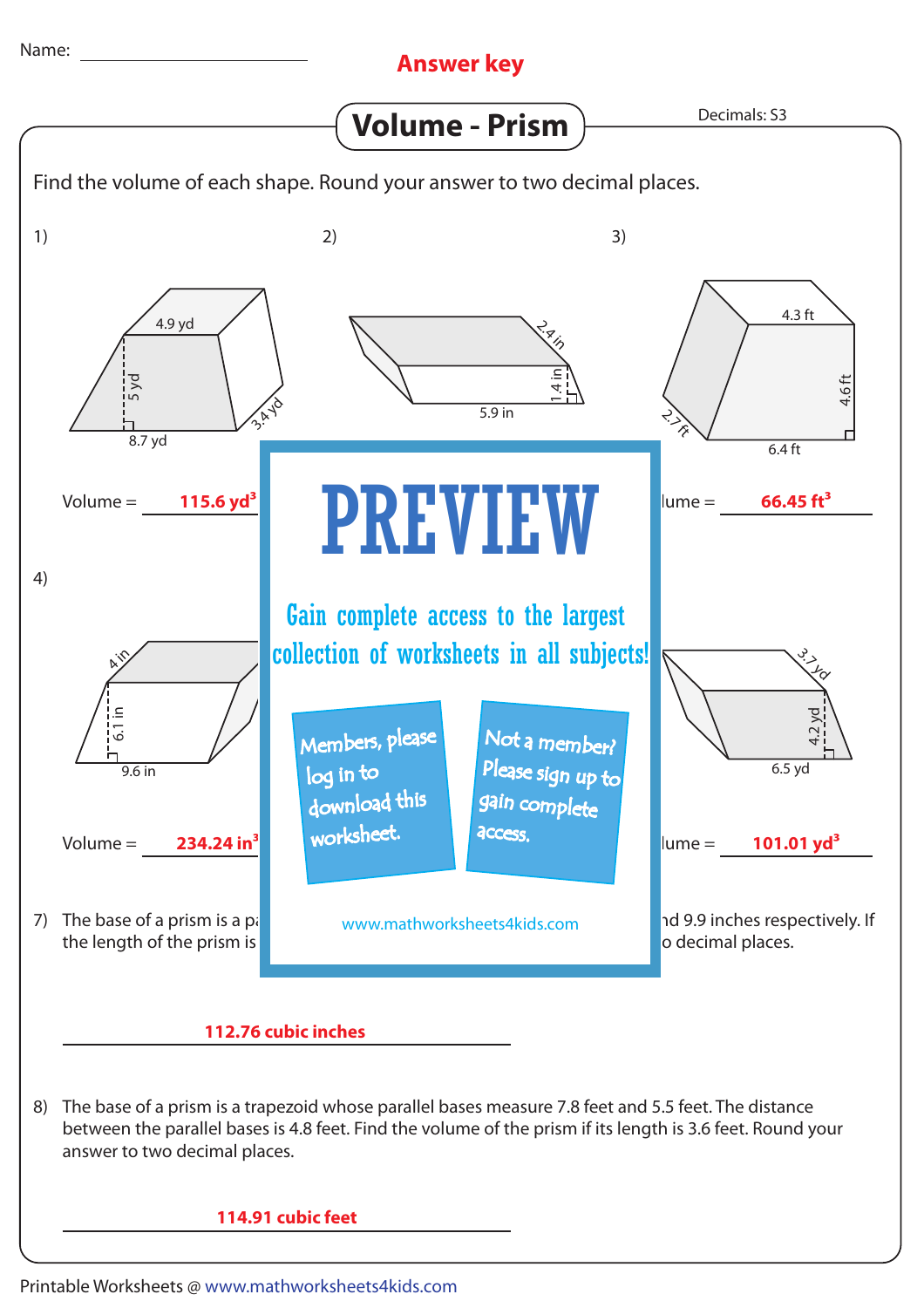Name: ____________________

**Answer key**

# Volume - Prism

Decimals: S3

Find the volume of each shape. Round your answer to two decimal places.

1)

4.9 yd

5 yd

8.7 yd

3.4 yd

Volume = **115.6 $yd^3$**

2)

2.4 in

1.4 in

5.9 in

3)

4.3 ft

4.6 ft

2.7 ft

6.4 ft

lume = **66.45 $ft^3$**

4)

4 in

6.1 in

9.6 in

Volume = **234.24 $in^3$**

3.7 yd

4.2 yd

6.5 yd

lume = **101.01 $yd^3$**

**PREVIEW**

Gain complete access to the largest collection of worksheets in all subjects!

Members, please log in to download this worksheet.

Not a member? Please sign up to gain complete access.

www.mathworksheets4kids.com

7) The base of a prism is a pa … nd 9.9 inches respectively. If the length of the prism is … o decimal places.

**112.76 cubic inches**

8) The base of a prism is a trapezoid whose parallel bases measure 7.8 feet and 5.5 feet. The distance between the parallel bases is 4.8 feet. Find the volume of the prism if its length is 3.6 feet. Round your answer to two decimal places.

**114.91 cubic feet**

Printable Worksheets @ www.mathworksheets4kids.com